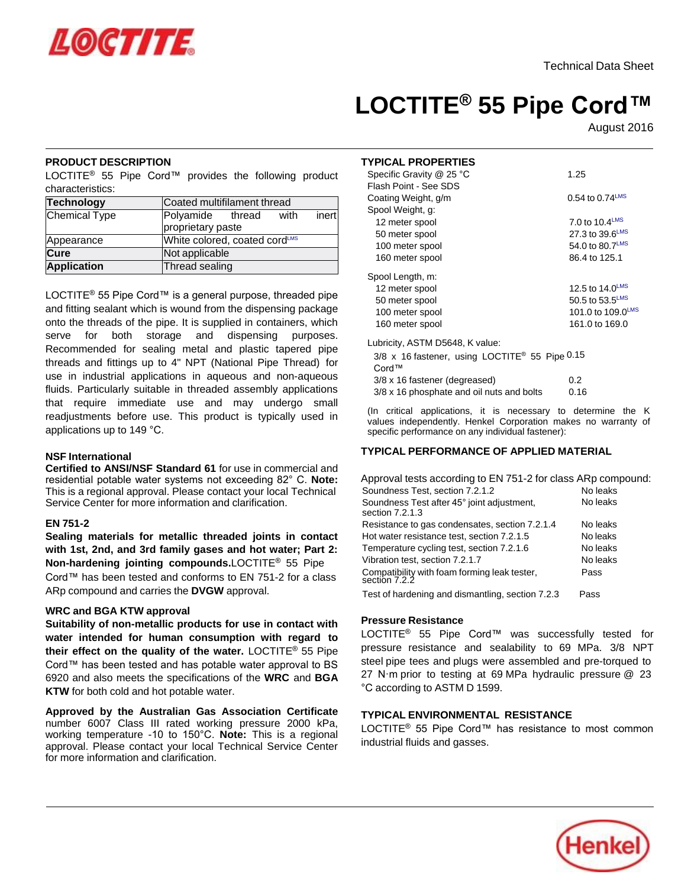Technical Data Sheet

# LOCTITE® 55 Pipe Cord™

August 2016

## PRODUCT DESCRIPTION

LOCTITE® 55 Pipe Cord™ provides the following product characteristics:

| **Technology** | Coated multifilament thread |
|---|---|
| Chemical Type | Polyamide thread with inert proprietary paste |
| Appearance | White colored, coated cord[LMS] |
| **Cure** | Not applicable |
| **Application** | Thread sealing |

LOCTITE® 55 Pipe Cord™ is a general purpose, threaded pipe and fitting sealant which is wound from the dispensing package onto the threads of the pipe. It is supplied in containers, which serve for both storage and dispensing purposes. Recommended for sealing metal and plastic tapered pipe threads and fittings up to 4" NPT (National Pipe Thread) for use in industrial applications in aqueous and non-aqueous fluids. Particularly suitable in threaded assembly applications that require immediate use and may undergo small readjustments before use. This product is typically used in applications up to 149 °C.

### NSF International

**Certified to ANSI/NSF Standard 61** for use in commercial and residential potable water systems not exceeding 82° C. **Note:** This is a regional approval. Please contact your local Technical Service Center for more information and clarification.

### EN 751-2

**Sealing materials for metallic threaded joints in contact with 1st, 2nd, and 3rd family gases and hot water; Part 2: Non-hardening jointing compounds.** LOCTITE® 55 Pipe Cord™ has been tested and conforms to EN 751-2 for a class ARp compound and carries the **DVGW** approval.

### WRC and BGA KTW approval

**Suitability of non-metallic products for use in contact with water intended for human consumption with regard to their effect on the quality of the water.** LOCTITE® 55 Pipe Cord™ has been tested and has potable water approval to BS 6920 and also meets the specifications of the **WRC** and **BGA KTW** for both cold and hot potable water.

**Approved by the Australian Gas Association Certificate** number 6007 Class III rated working pressure 2000 kPa, working temperature -10 to 150°C. **Note:** This is a regional approval. Please contact your local Technical Service Center for more information and clarification.

## TYPICAL PROPERTIES

| | |
|---|---|
| Specific Gravity @ 25 °C | 1.25 |
| Flash Point - See SDS | |
| Coating Weight, g/m | 0.54 to 0.74[LMS] |
| Spool Weight, g: | |
| 12 meter spool | 7.0 to 10.4[LMS] |
| 50 meter spool | 27.3 to 39.6[LMS] |
| 100 meter spool | 54.0 to 80.7[LMS] |
| 160 meter spool | 86.4 to 125.1 |
| Spool Length, m: | |
| 12 meter spool | 12.5 to 14.0[LMS] |
| 50 meter spool | 50.5 to 53.5[LMS] |
| 100 meter spool | 101.0 to 109.0[LMS] |
| 160 meter spool | 161.0 to 169.0 |
| Lubricity, ASTM D5648, K value: | |
| 3/8 x 16 fastener, using LOCTITE® 55 Pipe Cord™ | 0.15 |
| 3/8 x 16 fastener (degreased) | 0.2 |
| 3/8 x 16 phosphate and oil nuts and bolts | 0.16 |

(In critical applications, it is necessary to determine the K values independently. Henkel Corporation makes no warranty of specific performance on any individual fastener):

## TYPICAL PERFORMANCE OF APPLIED MATERIAL

Approval tests according to EN 751-2 for class ARp compound:

| | |
|---|---|
| Soundness Test, section 7.2.1.2 | No leaks |
| Soundness Test after 45° joint adjustment, section 7.2.1.3 | No leaks |
| Resistance to gas condensates, section 7.2.1.4 | No leaks |
| Hot water resistance test, section 7.2.1.5 | No leaks |
| Temperature cycling test, section 7.2.1.6 | No leaks |
| Vibration test, section 7.2.1.7 | No leaks |
| Compatibility with foam forming leak tester, section 7.2.2 | Pass |
| Test of hardening and dismantling, section 7.2.3 | Pass |

### Pressure Resistance

LOCTITE® 55 Pipe Cord™ was successfully tested for pressure resistance and sealability to 69 MPa. 3/8 NPT steel pipe tees and plugs were assembled and pre-torqued to 27 N·m prior to testing at 69 MPa hydraulic pressure @ 23 °C according to ASTM D 1599.

## TYPICAL ENVIRONMENTAL RESISTANCE

LOCTITE® 55 Pipe Cord™ has resistance to most common industrial fluids and gasses.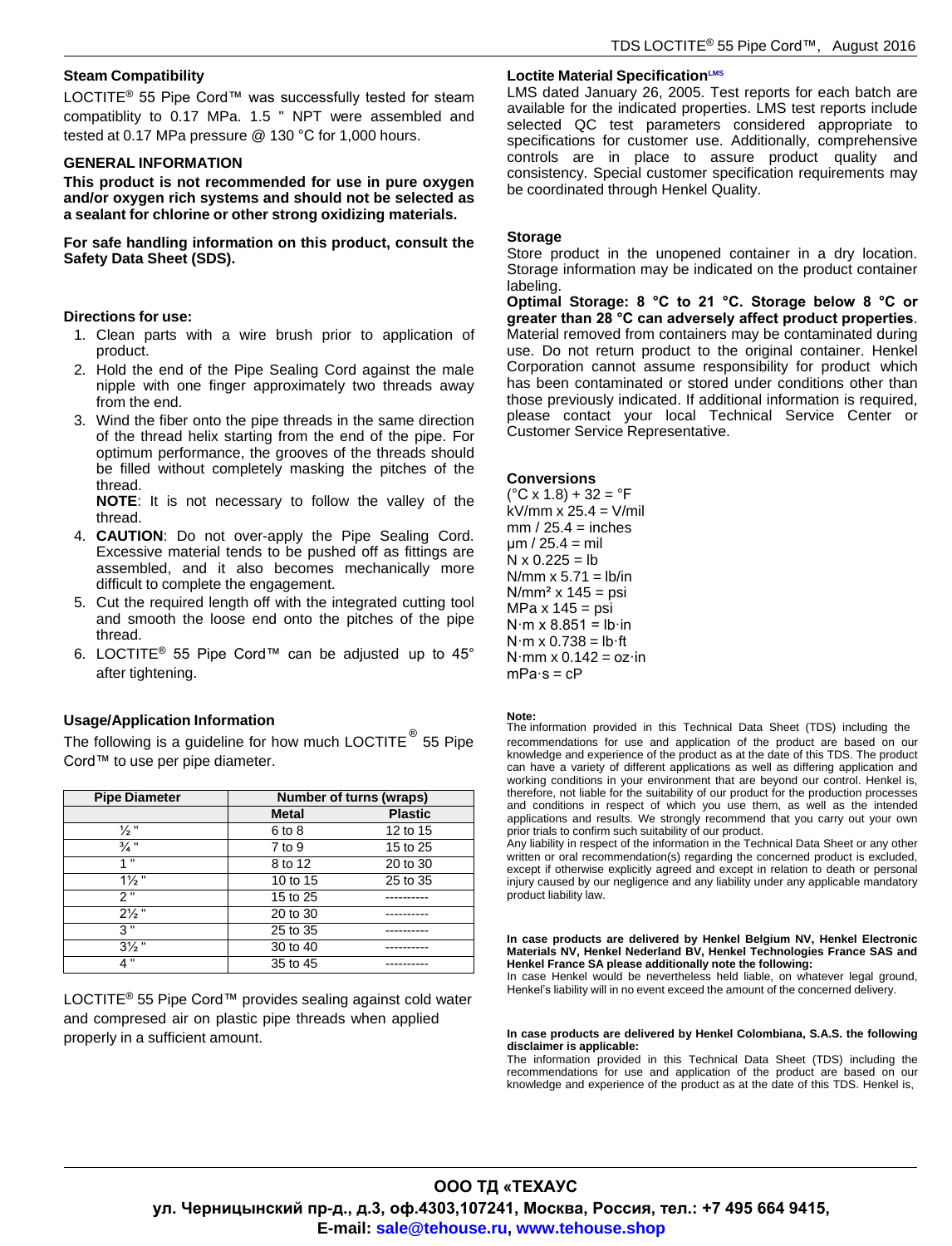### Steam Compatibility

LOCTITE® 55 Pipe Cord™ was successfully tested for steam compatiblity to 0.17 MPa. 1.5 " NPT were assembled and tested at 0.17 MPa pressure @ 130 °C for 1,000 hours.

### GENERAL INFORMATION

**This product is not recommended for use in pure oxygen and/or oxygen rich systems and should not be selected as a sealant for chlorine or other strong oxidizing materials.**

**For safe handling information on this product, consult the Safety Data Sheet (SDS).**

### Directions for use:

1. Clean parts with a wire brush prior to application of product.
2. Hold the end of the Pipe Sealing Cord against the male nipple with one finger approximately two threads away from the end.
3. Wind the fiber onto the pipe threads in the same direction of the thread helix starting from the end of the pipe. For optimum performance, the grooves of the threads should be filled without completely masking the pitches of the thread.
   **NOTE**: It is not necessary to follow the valley of the thread.
4. **CAUTION**: Do not over-apply the Pipe Sealing Cord. Excessive material tends to be pushed off as fittings are assembled, and it also becomes mechanically more difficult to complete the engagement.
5. Cut the required length off with the integrated cutting tool and smooth the loose end onto the pitches of the pipe thread.
6. LOCTITE® 55 Pipe Cord™ can be adjusted up to 45° after tightening.

### Usage/Application Information

The following is a guideline for how much LOCTITE® 55 Pipe Cord™ to use per pipe diameter.

| Pipe Diameter | Number of turns (wraps) | |
|---|---|---|
| | Metal | Plastic |
| ½ " | 6 to 8 | 12 to 15 |
| ¾ " | 7 to 9 | 15 to 25 |
| 1 " | 8 to 12 | 20 to 30 |
| 1½ " | 10 to 15 | 25 to 35 |
| 2 " | 15 to 25 | ---------- |
| 2½ " | 20 to 30 | ---------- |
| 3 " | 25 to 35 | ---------- |
| 3½ " | 30 to 40 | ---------- |
| 4 " | 35 to 45 | ---------- |

LOCTITE® 55 Pipe Cord™ provides sealing against cold water and compresed air on plastic pipe threads when applied properly in a sufficient amount.

### Loctite Material Specification[LMS]

LMS dated January 26, 2005. Test reports for each batch are available for the indicated properties. LMS test reports include selected QC test parameters considered appropriate to specifications for customer use. Additionally, comprehensive controls are in place to assure product quality and consistency. Special customer specification requirements may be coordinated through Henkel Quality.

### Storage

Store product in the unopened container in a dry location. Storage information may be indicated on the product container labeling.

**Optimal Storage: 8 °C to 21 °C. Storage below 8 °C or greater than 28 °C can adversely affect product properties**. Material removed from containers may be contaminated during use. Do not return product to the original container. Henkel Corporation cannot assume responsibility for product which has been contaminated or stored under conditions other than those previously indicated. If additional information is required, please contact your local Technical Service Center or Customer Service Representative.

### Conversions

(°C x 1.8) + 32 = °F
kV/mm x 25.4 = V/mil
mm / 25.4 = inches
µm / 25.4 = mil
N x 0.225 = lb
N/mm x 5.71 = lb/in
N/mm² x 145 = psi
MPa x 145 = psi
N·m x 8.851 = lb·in
N·m x 0.738 = lb·ft
N·mm x 0.142 = oz·in
mPa·s = cP

**Note:**
The information provided in this Technical Data Sheet (TDS) including the recommendations for use and application of the product are based on our knowledge and experience of the product as at the date of this TDS. The product can have a variety of different applications as well as differing application and working conditions in your environment that are beyond our control. Henkel is, therefore, not liable for the suitability of our product for the production processes and conditions in respect of which you use them, as well as the intended applications and results. We strongly recommend that you carry out your own prior trials to confirm such suitability of our product.
Any liability in respect of the information in the Technical Data Sheet or any other written or oral recommendation(s) regarding the concerned product is excluded, except if otherwise explicitly agreed and except in relation to death or personal injury caused by our negligence and any liability under any applicable mandatory product liability law.

**In case products are delivered by Henkel Belgium NV, Henkel Electronic Materials NV, Henkel Nederland BV, Henkel Technologies France SAS and Henkel France SA please additionally note the following:**
In case Henkel would be nevertheless held liable, on whatever legal ground, Henkel's liability will in no event exceed the amount of the concerned delivery.

**In case products are delivered by Henkel Colombiana, S.A.S. the following disclaimer is applicable:**
The information provided in this Technical Data Sheet (TDS) including the recommendations for use and application of the product are based on our knowledge and experience of the product as at the date of this TDS. Henkel is,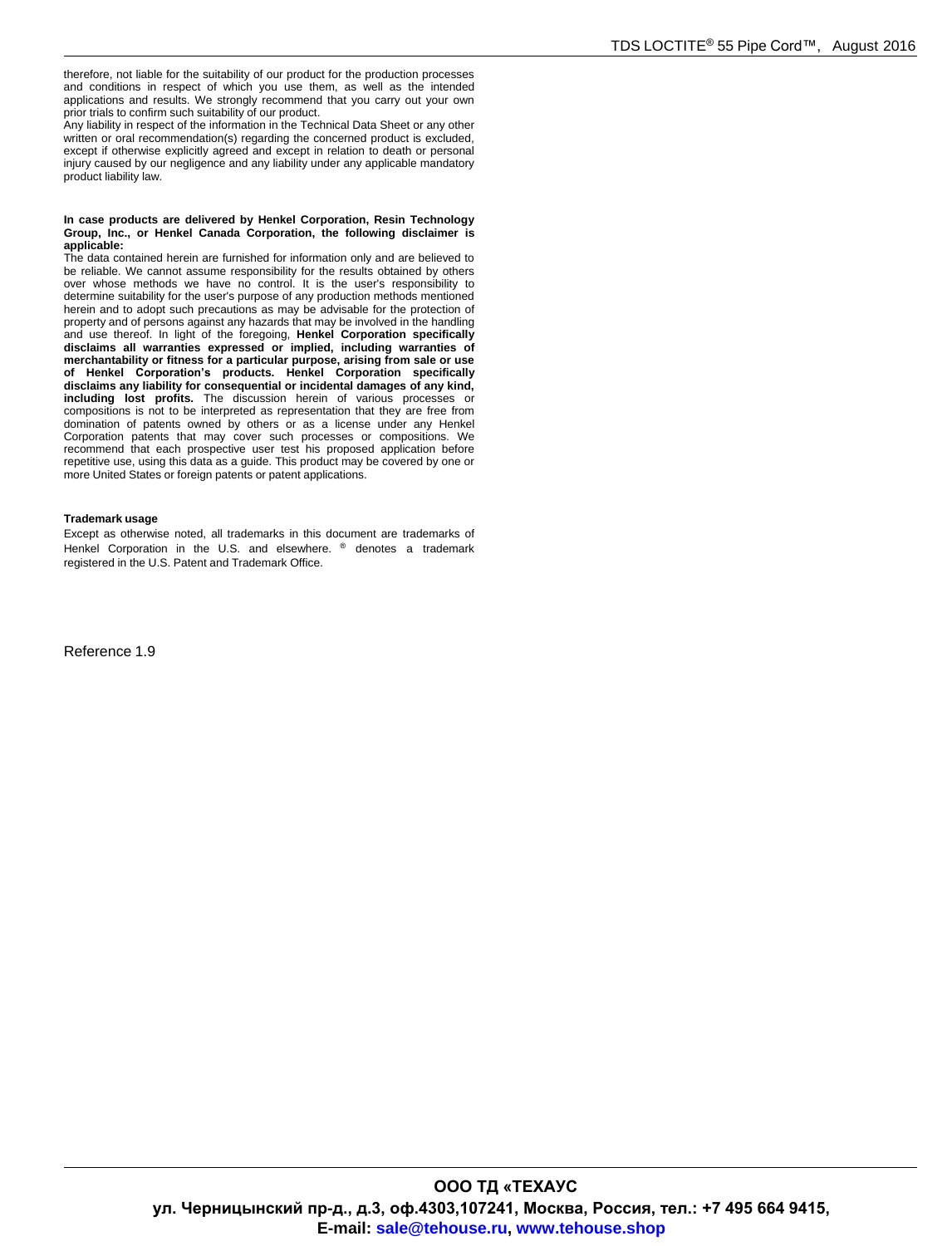therefore, not liable for the suitability of our product for the production processes and conditions in respect of which you use them, as well as the intended applications and results. We strongly recommend that you carry out your own prior trials to confirm such suitability of our product.
Any liability in respect of the information in the Technical Data Sheet or any other written or oral recommendation(s) regarding the concerned product is excluded, except if otherwise explicitly agreed and except in relation to death or personal injury caused by our negligence and any liability under any applicable mandatory product liability law.

**In case products are delivered by Henkel Corporation, Resin Technology Group, Inc., or Henkel Canada Corporation, the following disclaimer is applicable:**
The data contained herein are furnished for information only and are believed to be reliable. We cannot assume responsibility for the results obtained by others over whose methods we have no control. It is the user's responsibility to determine suitability for the user's purpose of any production methods mentioned herein and to adopt such precautions as may be advisable for the protection of property and of persons against any hazards that may be involved in the handling and use thereof. In light of the foregoing, **Henkel Corporation specifically disclaims all warranties expressed or implied, including warranties of merchantability or fitness for a particular purpose, arising from sale or use of Henkel Corporation's products. Henkel Corporation specifically disclaims any liability for consequential or incidental damages of any kind, including lost profits.** The discussion herein of various processes or compositions is not to be interpreted as representation that they are free from domination of patents owned by others or as a license under any Henkel Corporation patents that may cover such processes or compositions. We recommend that each prospective user test his proposed application before repetitive use, using this data as a guide. This product may be covered by one or more United States or foreign patents or patent applications.

**Trademark usage**
Except as otherwise noted, all trademarks in this document are trademarks of Henkel Corporation in the U.S. and elsewhere. ® denotes a trademark registered in the U.S. Patent and Trademark Office.

Reference 1.9

**ООО ТД «ТЕХАУС**
**ул. Черницынский пр-д., д.3, оф.4303,107241, Москва, Россия, тел.: +7 495 664 9415,**
**E-mail: sale@tehouse.ru, www.tehouse.shop**